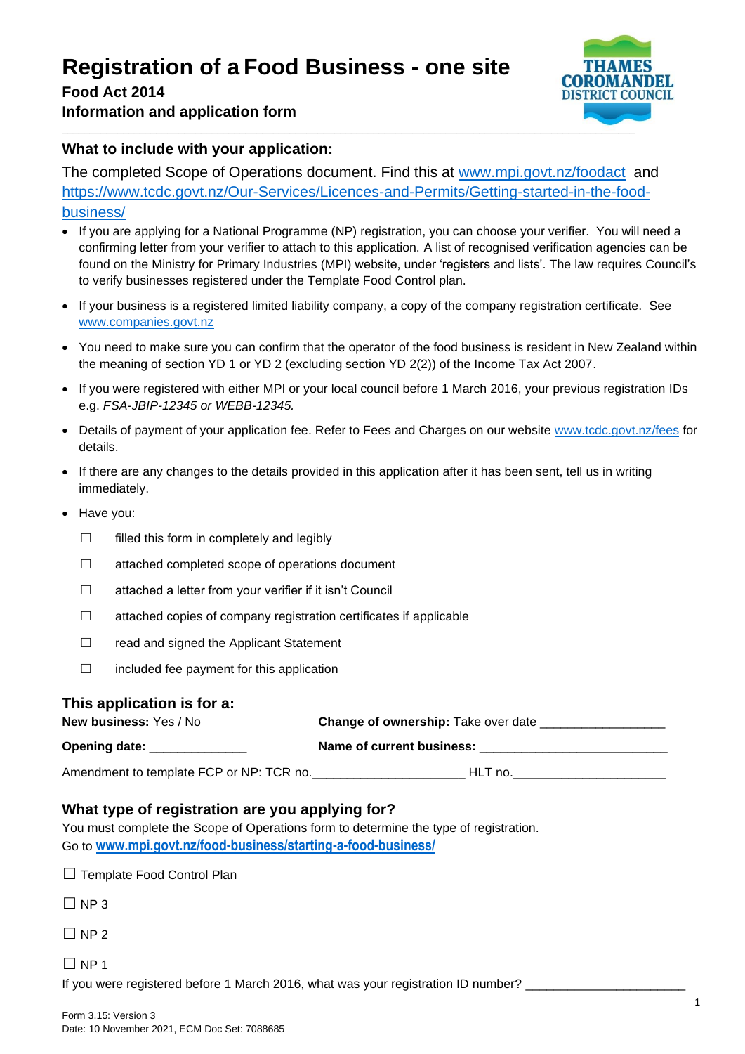# Registration of a Food Business - one site

**Food Act 2014**

**Information and application form**

## What to include with your application:

The completed Scope of Operations document. Find this at www.mpi.govt.nz/foodact and https://www.tcdc.govt.nz/Our-Services/Licences-and-Permits/Getting-started-in-the-food-business/

- If you are applying for a National Programme (NP) registration, you can choose your verifier. You will need a confirming letter from your verifier to attach to this application. A list of recognised verification agencies can be found on the Ministry for Primary Industries (MPI) website, under 'registers and lists'. The law requires Council's to verify businesses registered under the Template Food Control plan.
- If your business is a registered limited liability company, a copy of the company registration certificate. See www.companies.govt.nz
- You need to make sure you can confirm that the operator of the food business is resident in New Zealand within the meaning of section YD 1 or YD 2 (excluding section YD 2(2)) of the Income Tax Act 2007.
- If you were registered with either MPI or your local council before 1 March 2016, your previous registration IDs e.g. *FSA-JBIP-12345 or WEBB-12345.*
- Details of payment of your application fee. Refer to Fees and Charges on our website www.tcdc.govt.nz/fees for details.
- If there are any changes to the details provided in this application after it has been sent, tell us in writing immediately.
- Have you:

☐ filled this form in completely and legibly

☐ attached completed scope of operations document

☐ attached a letter from your verifier if it isn't Council

☐ attached copies of company registration certificates if applicable

☐ read and signed the Applicant Statement

☐ included fee payment for this application

## This application is for a:

**New business:** Yes / No

**Change of ownership:** Take over date __________________

**Opening date:** ______________

**Name of current business:** ____________________________

Amendment to template FCP or NP: TCR no.______________________ HLT no.______________________

## What type of registration are you applying for?

You must complete the Scope of Operations form to determine the type of registration.
Go to **www.mpi.govt.nz/food-business/starting-a-food-business/**

☐ Template Food Control Plan

☐ NP 3

☐ NP 2

☐ NP 1

If you were registered before 1 March 2016, what was your registration ID number? _______________________

Form 3.15: Version 3
Date: 10 November 2021, ECM Doc Set: 7088685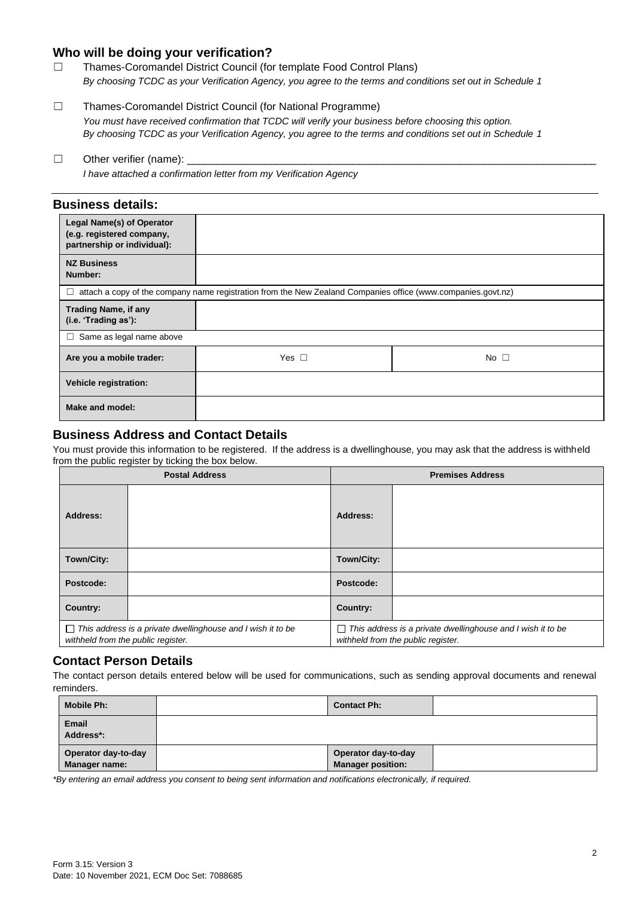## Who will be doing your verification?

☐ Thames-Coromandel District Council (for template Food Control Plans)
*By choosing TCDC as your Verification Agency, you agree to the terms and conditions set out in Schedule 1*

☐ Thames-Coromandel District Council (for National Programme)
*You must have received confirmation that TCDC will verify your business before choosing this option.*
*By choosing TCDC as your Verification Agency, you agree to the terms and conditions set out in Schedule 1*

☐ Other verifier (name): ___________________________________________________________________________
*I have attached a confirmation letter from my Verification Agency*

## Business details:

| | | |
|---|---|---|
| **Legal Name(s) of Operator (e.g. registered company, partnership or individual):** | | |
| **NZ Business Number:** | | |
| ☐ attach a copy of the company name registration from the New Zealand Companies office (www.companies.govt.nz) | | |
| **Trading Name, if any (i.e. 'Trading as'):** | | |
| ☐ Same as legal name above | | |
| **Are you a mobile trader:** | Yes ☐ | No ☐ |
| **Vehicle registration:** | | |
| **Make and model:** | | |

## Business Address and Contact Details

You must provide this information to be registered. If the address is a dwellinghouse, you may ask that the address is withheld from the public register by ticking the box below.

| **Postal Address** | | **Premises Address** | |
|---|---|---|---|
| **Address:** | | **Address:** | |
| **Town/City:** | | **Town/City:** | |
| **Postcode:** | | **Postcode:** | |
| **Country:** | | **Country:** | |
| ☐ *This address is a private dwellinghouse and I wish it to be withheld from the public register.* | | ☐ *This address is a private dwellinghouse and I wish it to be withheld from the public register.* | |

## Contact Person Details

The contact person details entered below will be used for communications, such as sending approval documents and renewal reminders.

| | | | |
|---|---|---|---|
| **Mobile Ph:** | | **Contact Ph:** | |
| **Email Address*:** | | | |
| **Operator day-to-day Manager name:** | | **Operator day-to-day Manager position:** | |

*\*By entering an email address you consent to being sent information and notifications electronically, if required.*

Form 3.15: Version 3
Date: 10 November 2021, ECM Doc Set: 7088685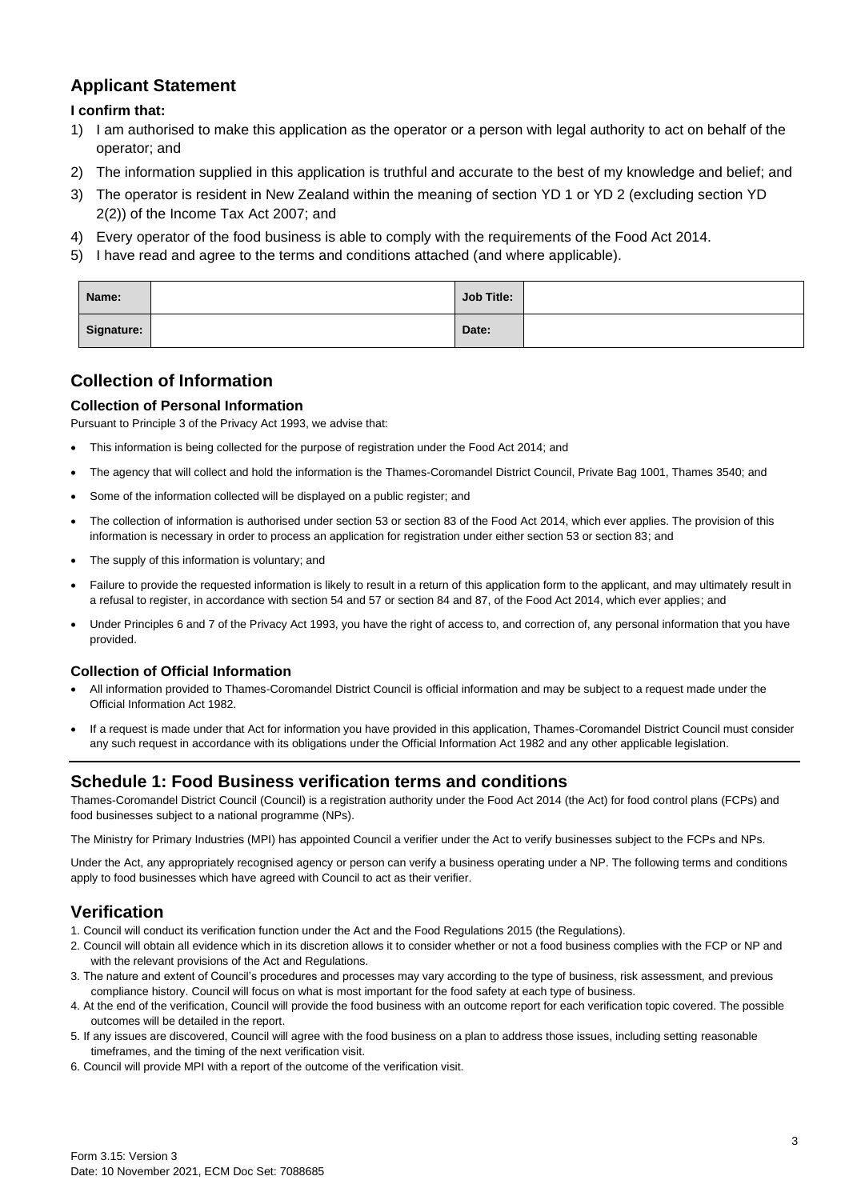## Applicant Statement

**I confirm that:**

1) I am authorised to make this application as the operator or a person with legal authority to act on behalf of the operator; and
2) The information supplied in this application is truthful and accurate to the best of my knowledge and belief; and
3) The operator is resident in New Zealand within the meaning of section YD 1 or YD 2 (excluding section YD 2(2)) of the Income Tax Act 2007; and
4) Every operator of the food business is able to comply with the requirements of the Food Act 2014.
5) I have read and agree to the terms and conditions attached (and where applicable).

| | | | |
|---|---|---|---|
| **Name:** | | **Job Title:** | |
| **Signature:** | | **Date:** | |

## Collection of Information

### Collection of Personal Information

Pursuant to Principle 3 of the Privacy Act 1993, we advise that:

- This information is being collected for the purpose of registration under the Food Act 2014; and
- The agency that will collect and hold the information is the Thames-Coromandel District Council, Private Bag 1001, Thames 3540; and
- Some of the information collected will be displayed on a public register; and
- The collection of information is authorised under section 53 or section 83 of the Food Act 2014, which ever applies. The provision of this information is necessary in order to process an application for registration under either section 53 or section 83; and
- The supply of this information is voluntary; and
- Failure to provide the requested information is likely to result in a return of this application form to the applicant, and may ultimately result in a refusal to register, in accordance with section 54 and 57 or section 84 and 87, of the Food Act 2014, which ever applies; and
- Under Principles 6 and 7 of the Privacy Act 1993, you have the right of access to, and correction of, any personal information that you have provided.

### Collection of Official Information

- All information provided to Thames-Coromandel District Council is official information and may be subject to a request made under the Official Information Act 1982.
- If a request is made under that Act for information you have provided in this application, Thames-Coromandel District Council must consider any such request in accordance with its obligations under the Official Information Act 1982 and any other applicable legislation.

## Schedule 1: Food Business verification terms and conditions

Thames-Coromandel District Council (Council) is a registration authority under the Food Act 2014 (the Act) for food control plans (FCPs) and food businesses subject to a national programme (NPs).

The Ministry for Primary Industries (MPI) has appointed Council a verifier under the Act to verify businesses subject to the FCPs and NPs.

Under the Act, any appropriately recognised agency or person can verify a business operating under a NP. The following terms and conditions apply to food businesses which have agreed with Council to act as their verifier.

## Verification

1. Council will conduct its verification function under the Act and the Food Regulations 2015 (the Regulations).
2. Council will obtain all evidence which in its discretion allows it to consider whether or not a food business complies with the FCP or NP and with the relevant provisions of the Act and Regulations.
3. The nature and extent of Council's procedures and processes may vary according to the type of business, risk assessment, and previous compliance history. Council will focus on what is most important for the food safety at each type of business.
4. At the end of the verification, Council will provide the food business with an outcome report for each verification topic covered. The possible outcomes will be detailed in the report.
5. If any issues are discovered, Council will agree with the food business on a plan to address those issues, including setting reasonable timeframes, and the timing of the next verification visit.
6. Council will provide MPI with a report of the outcome of the verification visit.

Form 3.15: Version 3
Date: 10 November 2021, ECM Doc Set: 7088685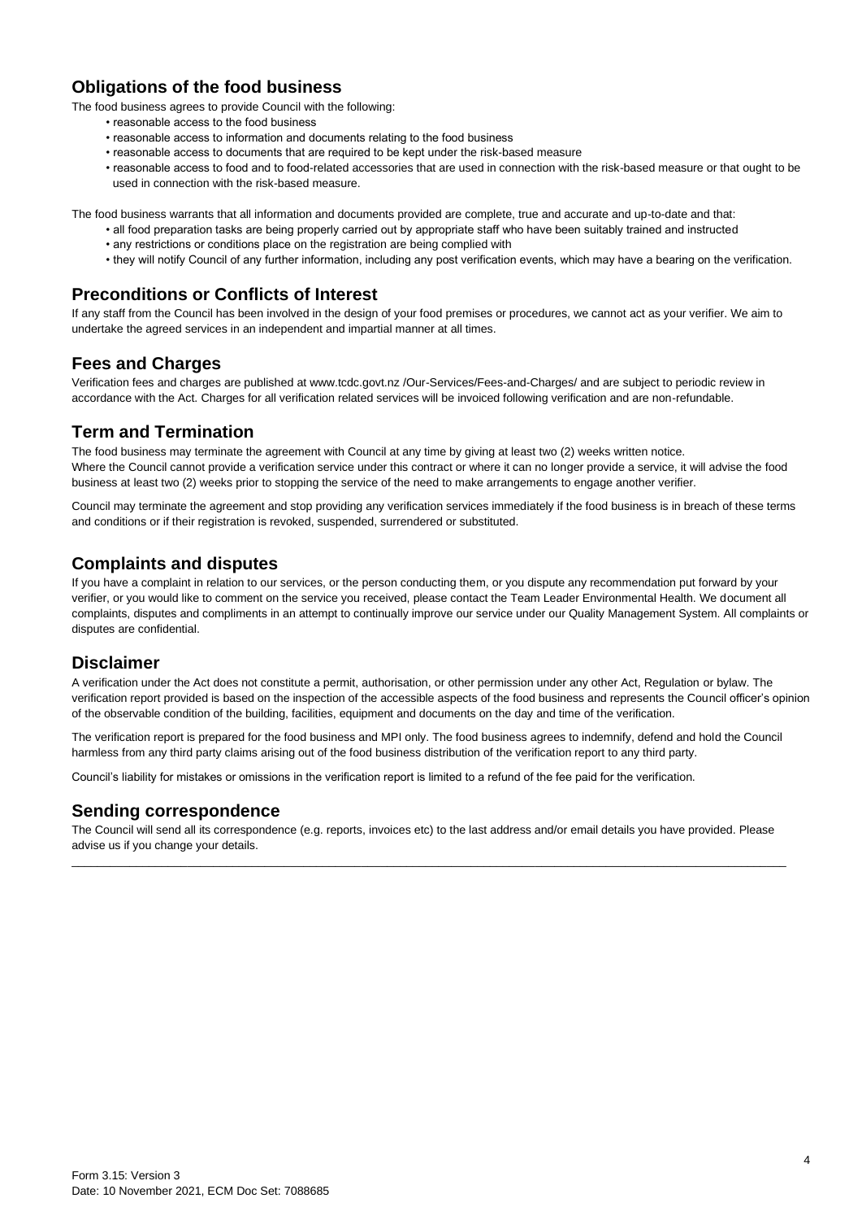## Obligations of the food business

The food business agrees to provide Council with the following:

- reasonable access to the food business
- reasonable access to information and documents relating to the food business
- reasonable access to documents that are required to be kept under the risk-based measure
- reasonable access to food and to food-related accessories that are used in connection with the risk-based measure or that ought to be used in connection with the risk-based measure.

The food business warrants that all information and documents provided are complete, true and accurate and up-to-date and that:

- all food preparation tasks are being properly carried out by appropriate staff who have been suitably trained and instructed
- any restrictions or conditions place on the registration are being complied with
- they will notify Council of any further information, including any post verification events, which may have a bearing on the verification.

## Preconditions or Conflicts of Interest

If any staff from the Council has been involved in the design of your food premises or procedures, we cannot act as your verifier. We aim to undertake the agreed services in an independent and impartial manner at all times.

## Fees and Charges

Verification fees and charges are published at www.tcdc.govt.nz /Our-Services/Fees-and-Charges/ and are subject to periodic review in accordance with the Act. Charges for all verification related services will be invoiced following verification and are non-refundable.

## Term and Termination

The food business may terminate the agreement with Council at any time by giving at least two (2) weeks written notice.
Where the Council cannot provide a verification service under this contract or where it can no longer provide a service, it will advise the food business at least two (2) weeks prior to stopping the service of the need to make arrangements to engage another verifier.

Council may terminate the agreement and stop providing any verification services immediately if the food business is in breach of these terms and conditions or if their registration is revoked, suspended, surrendered or substituted.

## Complaints and disputes

If you have a complaint in relation to our services, or the person conducting them, or you dispute any recommendation put forward by your verifier, or you would like to comment on the service you received, please contact the Team Leader Environmental Health. We document all complaints, disputes and compliments in an attempt to continually improve our service under our Quality Management System. All complaints or disputes are confidential.

## Disclaimer

A verification under the Act does not constitute a permit, authorisation, or other permission under any other Act, Regulation or bylaw. The verification report provided is based on the inspection of the accessible aspects of the food business and represents the Council officer's opinion of the observable condition of the building, facilities, equipment and documents on the day and time of the verification.

The verification report is prepared for the food business and MPI only. The food business agrees to indemnify, defend and hold the Council harmless from any third party claims arising out of the food business distribution of the verification report to any third party.

Council's liability for mistakes or omissions in the verification report is limited to a refund of the fee paid for the verification.

## Sending correspondence

The Council will send all its correspondence (e.g. reports, invoices etc) to the last address and/or email details you have provided. Please advise us if you change your details.

Form 3.15: Version 3
Date: 10 November 2021, ECM Doc Set: 7088685